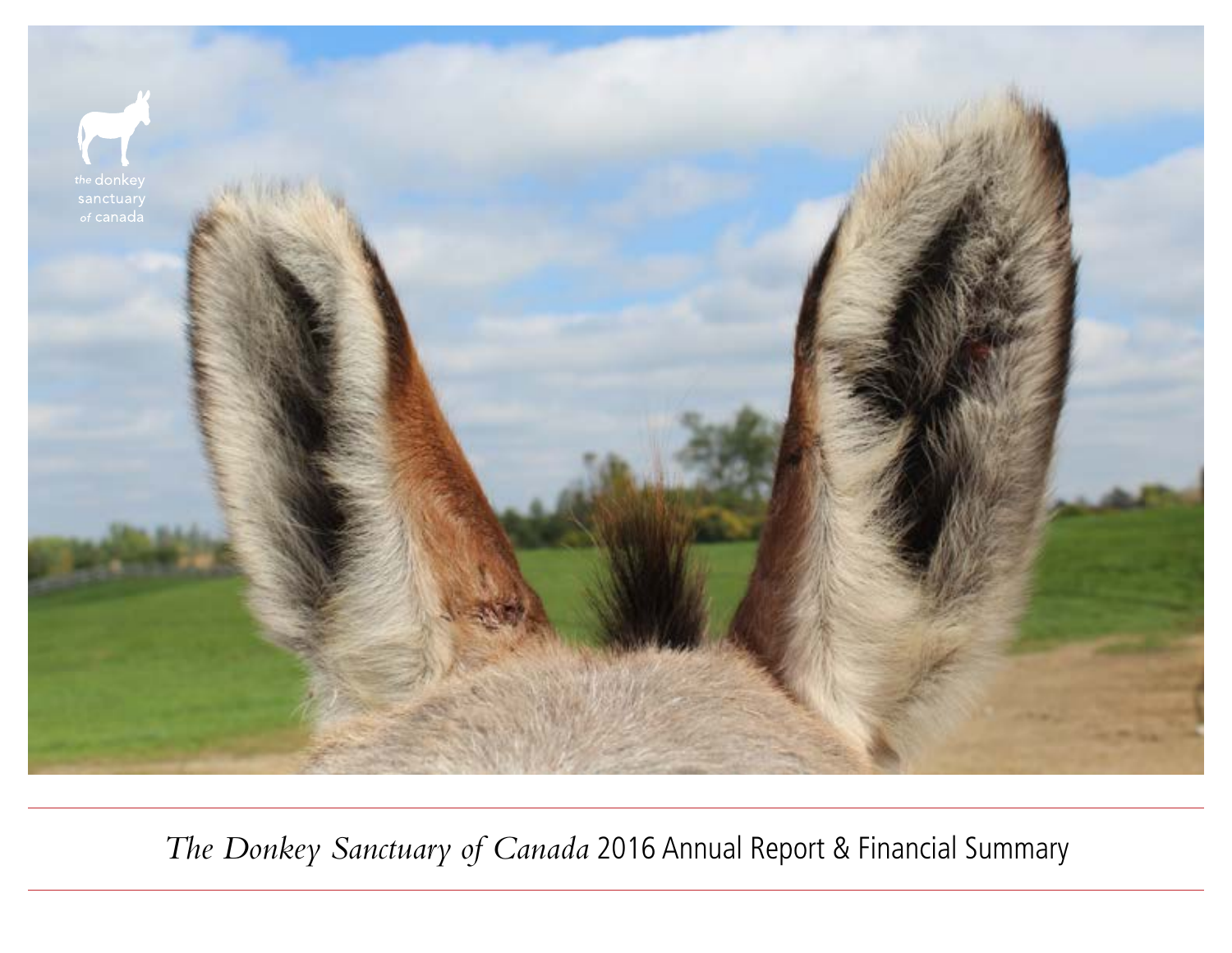the donkey sanctuary of canada

*The Donkey Sanctuary of Canada* 2016 Annual Report & Financial Summary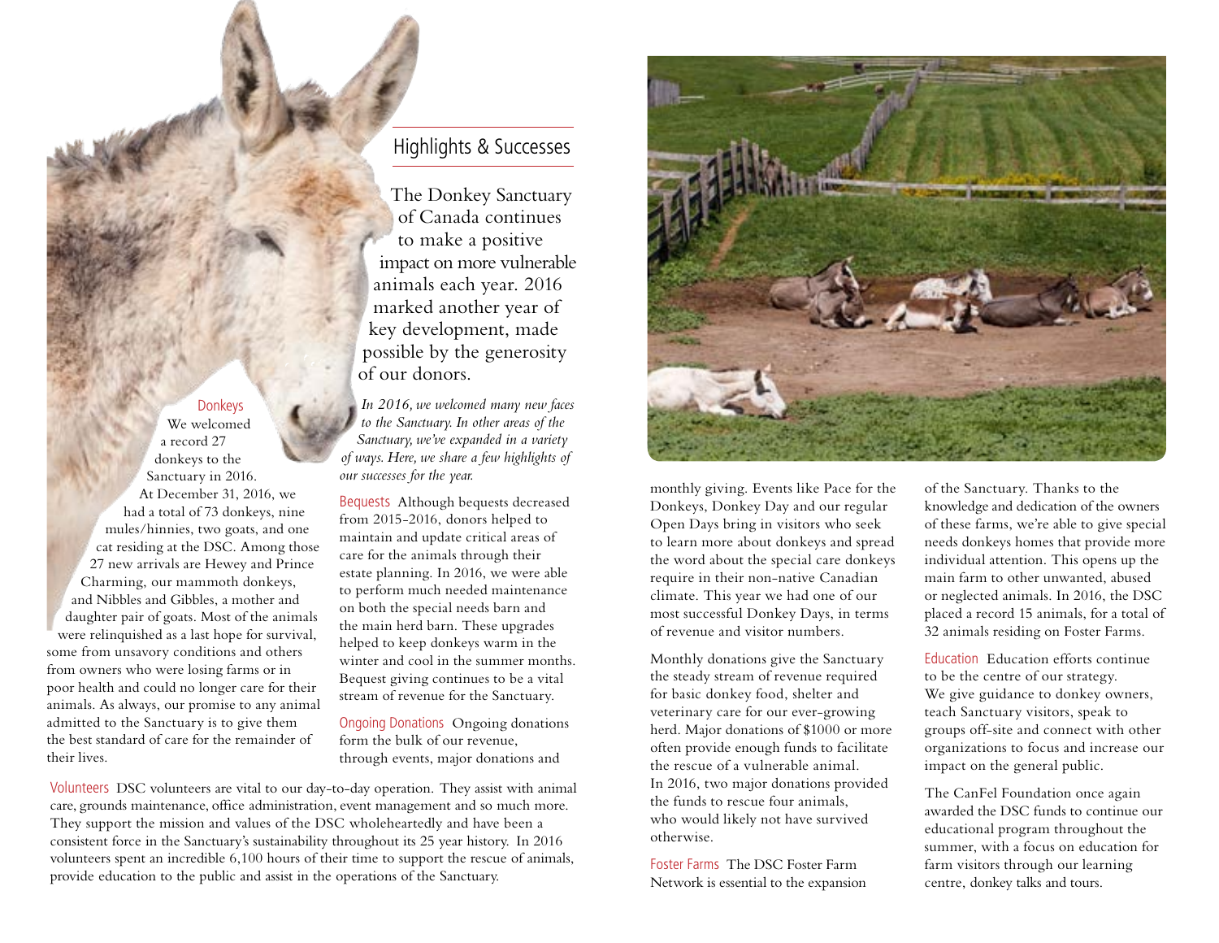## Highlights & Successes

The Donkey Sanctuary of Canada continues to make a positive impact on more vulnerable animals each year. 2016 marked another year of key development, made possible by the generosity of our donors.

*In 2016, we welcomed many new faces to the Sanctuary. In other areas of the Sanctuary, we've expanded in a variety of ways. Here, we share a few highlights of our successes for the year.*

**Donkeys** We welcomed a record 27 donkeys to the Sanctuary in 2016. At December 31, 2016, we had a total of 73 donkeys, nine mules/hinnies, two goats, and one cat residing at the DSC. Among those 27 new arrivals are Hewey and Prince Charming, our mammoth donkeys, and Nibbles and Gibbles, a mother and daughter pair of goats. Most of the animals were relinquished as a last hope for survival, some from unsavory conditions and others from owners who were losing farms or in poor health and could no longer care for their animals. As always, our promise to any animal admitted to the Sanctuary is to give them the best standard of care for the remainder of their lives.

**Bequests** Although bequests decreased from 2015-2016, donors helped to maintain and update critical areas of care for the animals through their estate planning. In 2016, we were able to perform much needed maintenance on both the special needs barn and the main herd barn. These upgrades helped to keep donkeys warm in the winter and cool in the summer months. Bequest giving continues to be a vital stream of revenue for the Sanctuary.

**Ongoing Donations** Ongoing donations form the bulk of our revenue, through events, major donations and monthly giving. Events like Pace for the Donkeys, Donkey Day and our regular Open Days bring in visitors who seek to learn more about donkeys and spread the word about the special care donkeys require in their non-native Canadian climate. This year we had one of our most successful Donkey Days, in terms of revenue and visitor numbers.

Monthly donations give the Sanctuary the steady stream of revenue required for basic donkey food, shelter and veterinary care for our ever-growing herd. Major donations of $1000 or more often provide enough funds to facilitate the rescue of a vulnerable animal. In 2016, two major donations provided the funds to rescue four animals, who would likely not have survived otherwise.

**Volunteers** DSC volunteers are vital to our day-to-day operation. They assist with animal care, grounds maintenance, office administration, event management and so much more. They support the mission and values of the DSC wholeheartedly and have been a consistent force in the Sanctuary's sustainability throughout its 25 year history. In 2016 volunteers spent an incredible 6,100 hours of their time to support the rescue of animals, provide education to the public and assist in the operations of the Sanctuary.

**Foster Farms** The DSC Foster Farm Network is essential to the expansion of the Sanctuary. Thanks to the knowledge and dedication of the owners of these farms, we're able to give special needs donkeys homes that provide more individual attention. This opens up the main farm to other unwanted, abused or neglected animals. In 2016, the DSC placed a record 15 animals, for a total of 32 animals residing on Foster Farms.

**Education** Education efforts continue to be the centre of our strategy. We give guidance to donkey owners, teach Sanctuary visitors, speak to groups off-site and connect with other organizations to focus and increase our impact on the general public.

The CanFel Foundation once again awarded the DSC funds to continue our educational program throughout the summer, with a focus on education for farm visitors through our learning centre, donkey talks and tours.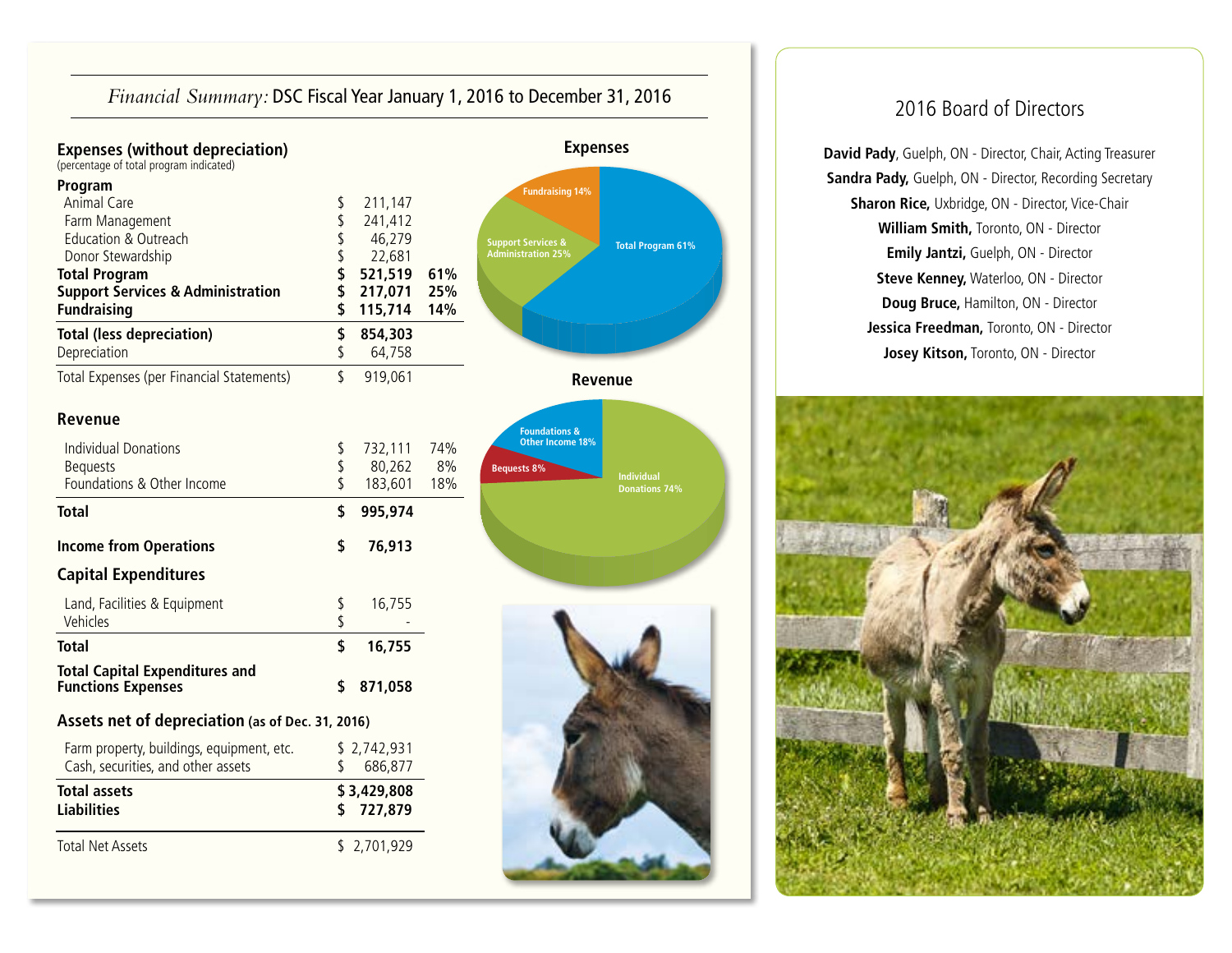## *Financial Summary:* DSC Fiscal Year January 1, 2016 to December 31, 2016

### Expenses (without depreciation)

(percentage of total program indicated)

| | | |
|---|---|---|
| **Program** | | |
| Animal Care | $ 211,147 | |
| Farm Management | $ 241,412 | |
| Education & Outreach | $ 46,279 | |
| Donor Stewardship | $ 22,681 | |
| **Total Program** | **$ 521,519** | **61%** |
| **Support Services & Administration** | **$ 217,071** | **25%** |
| **Fundraising** | **$ 115,714** | **14%** |
| **Total (less depreciation)** | **$ 854,303** | |
| Depreciation | $ 64,758 | |
| Total Expenses (per Financial Statements) | $ 919,061 | |

### Revenue

| | | |
|---|---|---|
| Individual Donations | $ 732,111 | 74% |
| Bequests | $ 80,262 | 8% |
| Foundations & Other Income | $ 183,601 | 18% |
| **Total** | **$ 995,974** | |
| **Income from Operations** | **$ 76,913** | |

### Capital Expenditures

| | |
|---|---|
| Land, Facilities & Equipment | $ 16,755 |
| Vehicles | $ - |
| **Total** | **$ 16,755** |
| **Total Capital Expenditures and Functions Expenses** | **$ 871,058** |

### Assets net of depreciation (as of Dec. 31, 2016)

| | |
|---|---|
| Farm property, buildings, equipment, etc. | $ 2,742,931 |
| Cash, securities, and other assets | $ 686,877 |
| **Total assets** | **$ 3,429,808** |
| **Liabilities** | **$ 727,879** |
| Total Net Assets | $ 2,701,929 |

**Expenses**

Fundraising 14%; Support Services & Administration 25%; Total Program 61%

**Revenue**

Foundations & Other Income 18%; Bequests 8%; Individual Donations 74%

## 2016 Board of Directors

**David Pady**, Guelph, ON - Director, Chair, Acting Treasurer
**Sandra Pady,** Guelph, ON - Director, Recording Secretary
**Sharon Rice,** Uxbridge, ON - Director, Vice-Chair
**William Smith,** Toronto, ON - Director
**Emily Jantzi,** Guelph, ON - Director
**Steve Kenney,** Waterloo, ON - Director
**Doug Bruce,** Hamilton, ON - Director
**Jessica Freedman,** Toronto, ON - Director
**Josey Kitson,** Toronto, ON - Director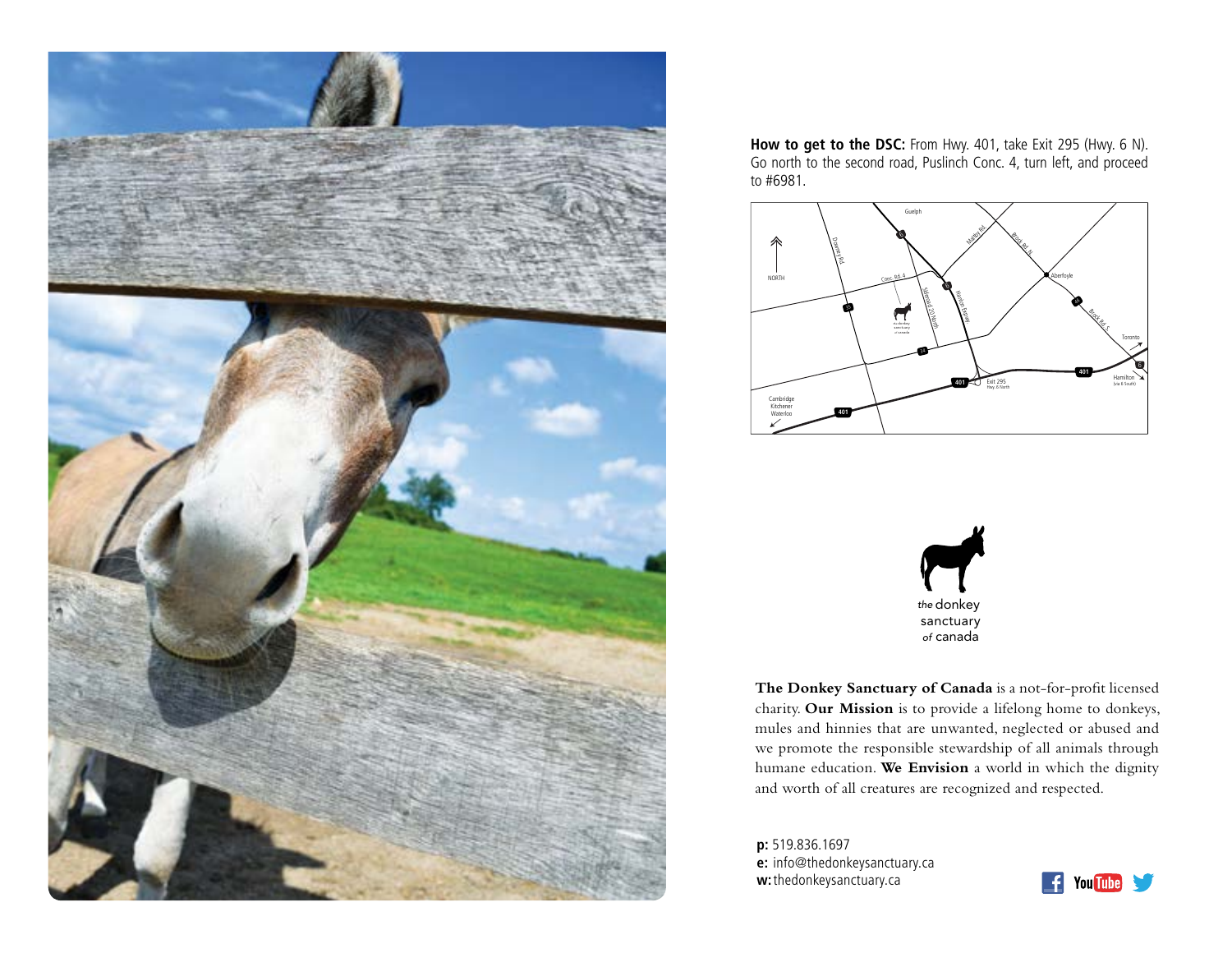**How to get to the DSC:** From Hwy. 401, take Exit 295 (Hwy. 6 N). Go north to the second road, Puslinch Conc. 4, turn left, and proceed to #6981.

Guelph
Downey Rd.
Maltby Rd.
Brock Rd. N.
NORTH
Conc. Rd. 4
Sideroad 20 North
Hanlon Expwy.
Aberfoyle
Brock Rd. S.
the donkey sanctuary of canada
Toronto
Cambridge
Kitchener
Waterloo
401
Exit 295
Hwy. 6 North
401
Hamilton
(via 6 South)

the donkey sanctuary of canada

**The Donkey Sanctuary of Canada** is a not-for-profit licensed charity. **Our Mission** is to provide a lifelong home to donkeys, mules and hinnies that are unwanted, neglected or abused and we promote the responsible stewardship of all animals through humane education. **We Envision** a world in which the dignity and worth of all creatures are recognized and respected.

**p:** 519.836.1697
**e:** info@thedonkeysanctuary.ca
**w:** thedonkeysanctuary.ca